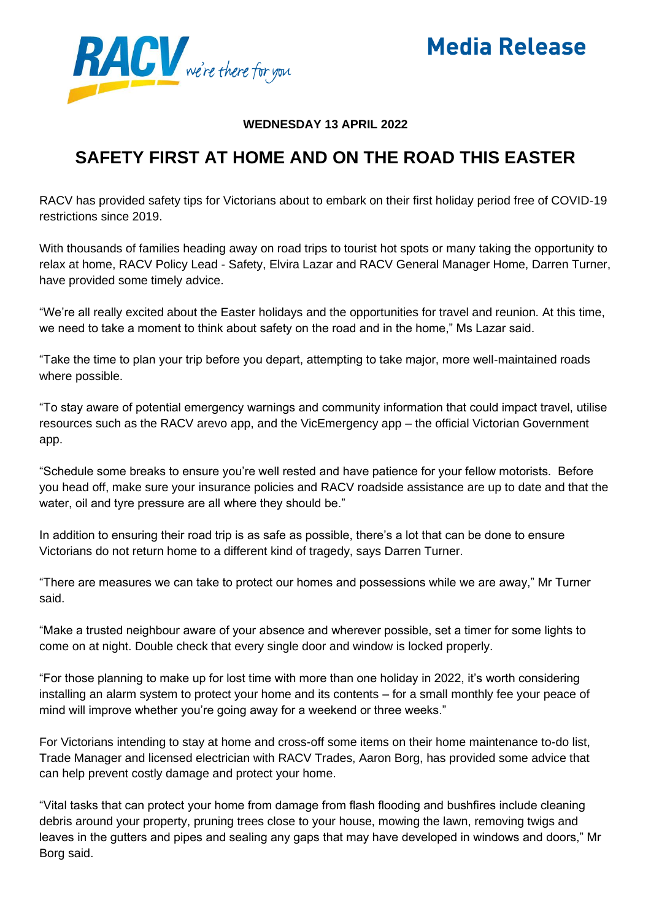Media Release

**WEDNESDAY 13 APRIL 2022**

# SAFETY FIRST AT HOME AND ON THE ROAD THIS EASTER

RACV has provided safety tips for Victorians about to embark on their first holiday period free of COVID-19 restrictions since 2019.

With thousands of families heading away on road trips to tourist hot spots or many taking the opportunity to relax at home, RACV Policy Lead - Safety, Elvira Lazar and RACV General Manager Home, Darren Turner, have provided some timely advice.

"We're all really excited about the Easter holidays and the opportunities for travel and reunion. At this time, we need to take a moment to think about safety on the road and in the home," Ms Lazar said.

"Take the time to plan your trip before you depart, attempting to take major, more well-maintained roads where possible.

"To stay aware of potential emergency warnings and community information that could impact travel, utilise resources such as the RACV arevo app, and the VicEmergency app – the official Victorian Government app.

"Schedule some breaks to ensure you're well rested and have patience for your fellow motorists. Before you head off, make sure your insurance policies and RACV roadside assistance are up to date and that the water, oil and tyre pressure are all where they should be."

In addition to ensuring their road trip is as safe as possible, there's a lot that can be done to ensure Victorians do not return home to a different kind of tragedy, says Darren Turner.

"There are measures we can take to protect our homes and possessions while we are away," Mr Turner said.

"Make a trusted neighbour aware of your absence and wherever possible, set a timer for some lights to come on at night. Double check that every single door and window is locked properly.

"For those planning to make up for lost time with more than one holiday in 2022, it's worth considering installing an alarm system to protect your home and its contents – for a small monthly fee your peace of mind will improve whether you're going away for a weekend or three weeks."

For Victorians intending to stay at home and cross-off some items on their home maintenance to-do list, Trade Manager and licensed electrician with RACV Trades, Aaron Borg, has provided some advice that can help prevent costly damage and protect your home.

"Vital tasks that can protect your home from damage from flash flooding and bushfires include cleaning debris around your property, pruning trees close to your house, mowing the lawn, removing twigs and leaves in the gutters and pipes and sealing any gaps that may have developed in windows and doors," Mr Borg said.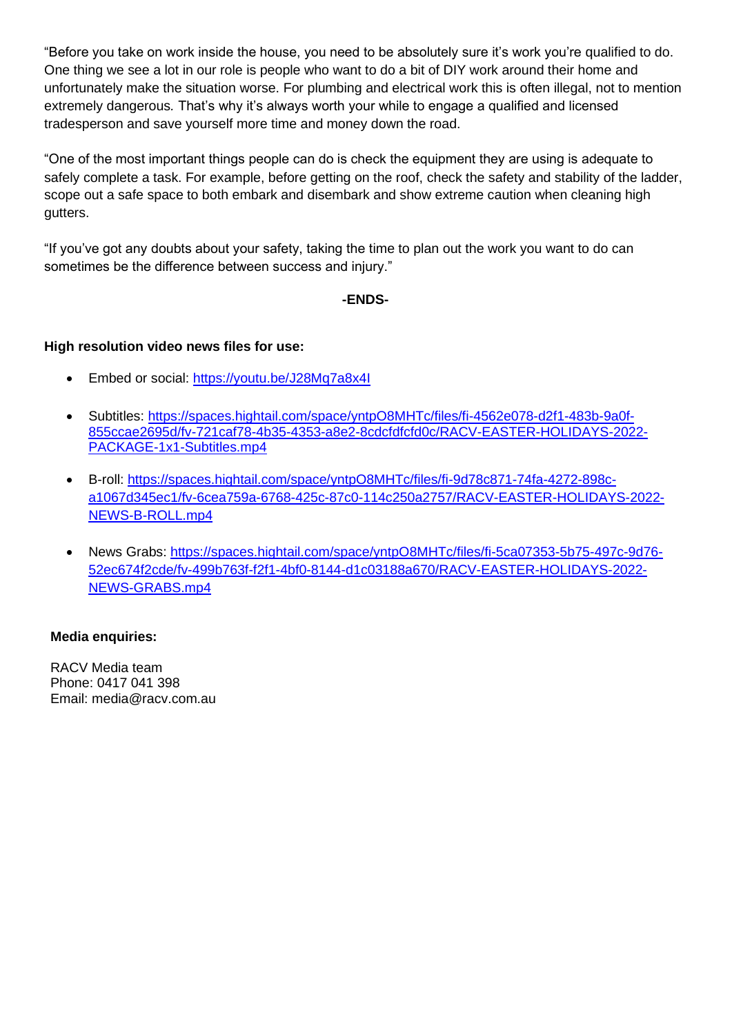"Before you take on work inside the house, you need to be absolutely sure it's work you're qualified to do. One thing we see a lot in our role is people who want to do a bit of DIY work around their home and unfortunately make the situation worse. For plumbing and electrical work this is often illegal, not to mention extremely dangerous. That's why it's always worth your while to engage a qualified and licensed tradesperson and save yourself more time and money down the road.

"One of the most important things people can do is check the equipment they are using is adequate to safely complete a task. For example, before getting on the roof, check the safety and stability of the ladder, scope out a safe space to both embark and disembark and show extreme caution when cleaning high gutters.

"If you've got any doubts about your safety, taking the time to plan out the work you want to do can sometimes be the difference between success and injury."

**-ENDS-**

**High resolution video news files for use:**

- Embed or social: [https://youtu.be/J28Mq7a8x4I](https://youtu.be/J28Mq7a8x4I)
- Subtitles: [https://spaces.hightail.com/space/yntpO8MHTc/files/fi-4562e078-d2f1-483b-9a0f-855ccae2695d/fv-721caf78-4b35-4353-a8e2-8cdcfdfcfd0c/RACV-EASTER-HOLIDAYS-2022-PACKAGE-1x1-Subtitles.mp4](https://spaces.hightail.com/space/yntpO8MHTc/files/fi-4562e078-d2f1-483b-9a0f-855ccae2695d/fv-721caf78-4b35-4353-a8e2-8cdcfdfcfd0c/RACV-EASTER-HOLIDAYS-2022-PACKAGE-1x1-Subtitles.mp4)
- B-roll: [https://spaces.hightail.com/space/yntpO8MHTc/files/fi-9d78c871-74fa-4272-898c-a1067d345ec1/fv-6cea759a-6768-425c-87c0-114c250a2757/RACV-EASTER-HOLIDAYS-2022-NEWS-B-ROLL.mp4](https://spaces.hightail.com/space/yntpO8MHTc/files/fi-9d78c871-74fa-4272-898c-a1067d345ec1/fv-6cea759a-6768-425c-87c0-114c250a2757/RACV-EASTER-HOLIDAYS-2022-NEWS-B-ROLL.mp4)
- News Grabs: [https://spaces.hightail.com/space/yntpO8MHTc/files/fi-5ca07353-5b75-497c-9d76-52ec674f2cde/fv-499b763f-f2f1-4bf0-8144-d1c03188a670/RACV-EASTER-HOLIDAYS-2022-NEWS-GRABS.mp4](https://spaces.hightail.com/space/yntpO8MHTc/files/fi-5ca07353-5b75-497c-9d76-52ec674f2cde/fv-499b763f-f2f1-4bf0-8144-d1c03188a670/RACV-EASTER-HOLIDAYS-2022-NEWS-GRABS.mp4)

**Media enquiries:**

RACV Media team
Phone: 0417 041 398
Email: media@racv.com.au